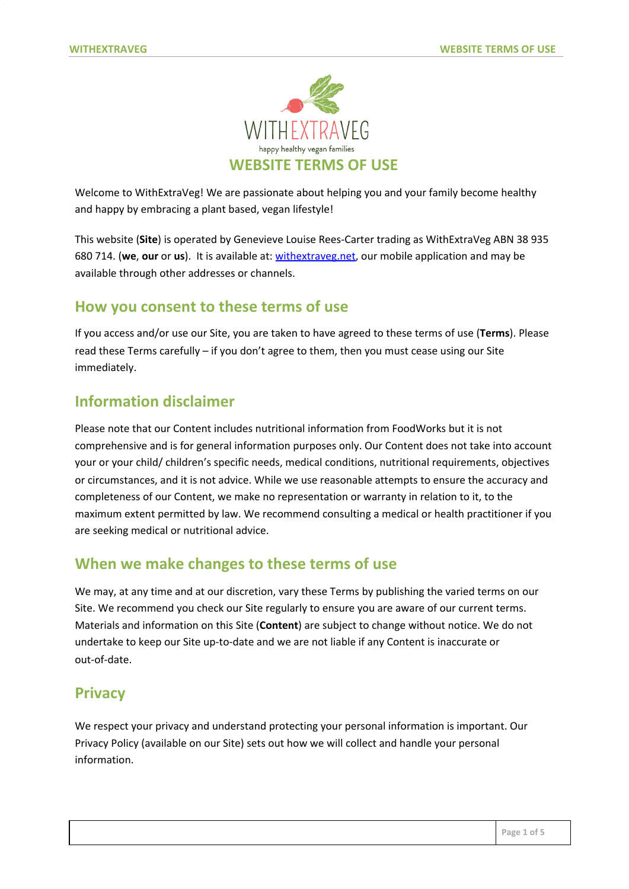# WEBSITE TERMS OF USE

Welcome to WithExtraVeg! We are passionate about helping you and your family become healthy and happy by embracing a plant based, vegan lifestyle!

This website (**Site**) is operated by Genevieve Louise Rees-Carter trading as WithExtraVeg ABN 38 935 680 714. (**we**, **our** or **us**). It is available at: [withextraveg.net](withextraveg.net), our mobile application and may be available through other addresses or channels.

## How you consent to these terms of use

If you access and/or use our Site, you are taken to have agreed to these terms of use (**Terms**). Please read these Terms carefully – if you don't agree to them, then you must cease using our Site immediately.

## Information disclaimer

Please note that our Content includes nutritional information from FoodWorks but it is not comprehensive and is for general information purposes only. Our Content does not take into account your or your child/ children's specific needs, medical conditions, nutritional requirements, objectives or circumstances, and it is not advice. While we use reasonable attempts to ensure the accuracy and completeness of our Content, we make no representation or warranty in relation to it, to the maximum extent permitted by law. We recommend consulting a medical or health practitioner if you are seeking medical or nutritional advice.

## When we make changes to these terms of use

We may, at any time and at our discretion, vary these Terms by publishing the varied terms on our Site. We recommend you check our Site regularly to ensure you are aware of our current terms. Materials and information on this Site (**Content**) are subject to change without notice. We do not undertake to keep our Site up-to-date and we are not liable if any Content is inaccurate or out-of-date.

## Privacy

We respect your privacy and understand protecting your personal information is important. Our Privacy Policy (available on our Site) sets out how we will collect and handle your personal information.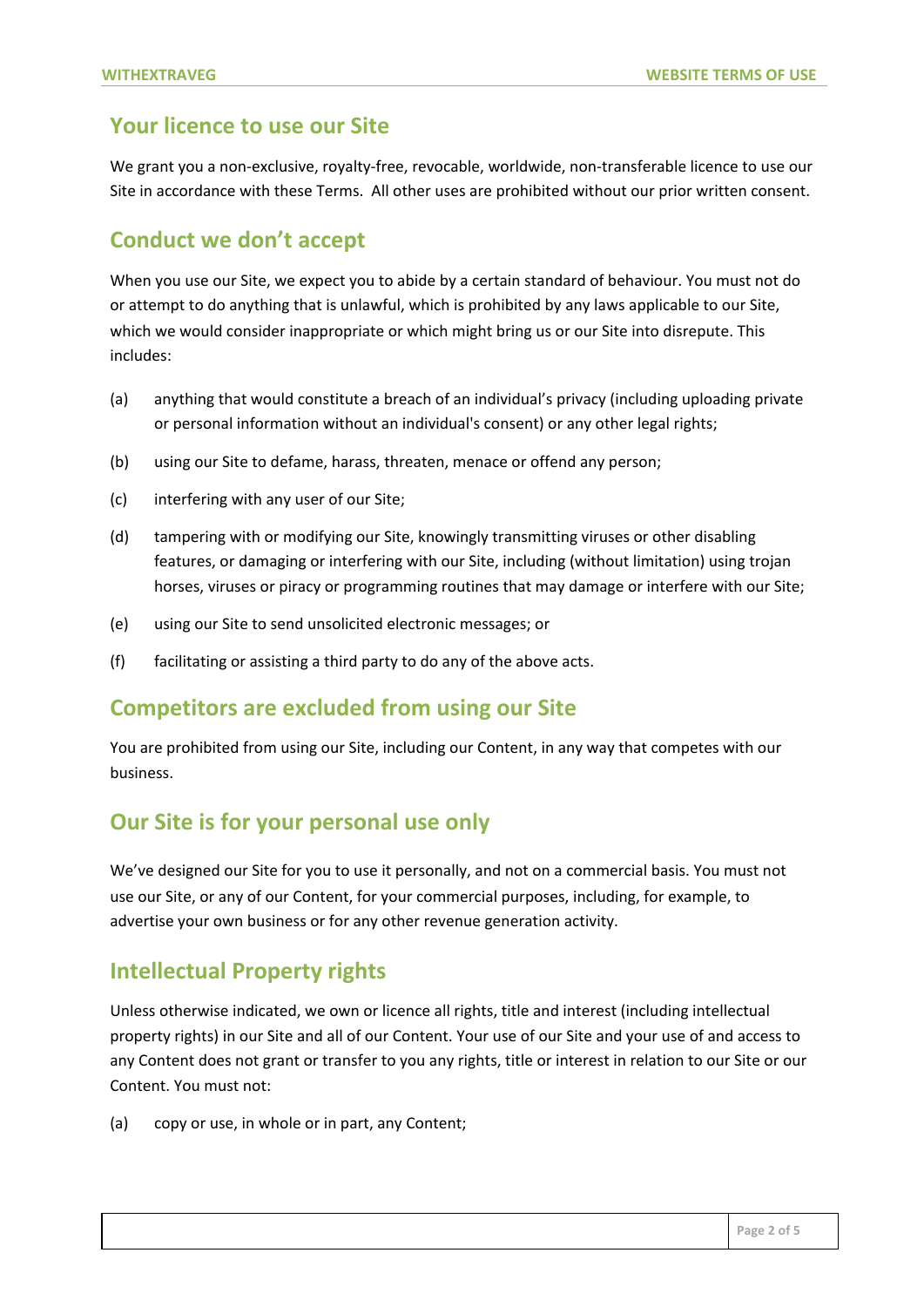## Your licence to use our Site

We grant you a non-exclusive, royalty-free, revocable, worldwide, non-transferable licence to use our Site in accordance with these Terms. All other uses are prohibited without our prior written consent.

## Conduct we don't accept

When you use our Site, we expect you to abide by a certain standard of behaviour. You must not do or attempt to do anything that is unlawful, which is prohibited by any laws applicable to our Site, which we would consider inappropriate or which might bring us or our Site into disrepute. This includes:

(a) anything that would constitute a breach of an individual's privacy (including uploading private or personal information without an individual's consent) or any other legal rights;

(b) using our Site to defame, harass, threaten, menace or offend any person;

(c) interfering with any user of our Site;

(d) tampering with or modifying our Site, knowingly transmitting viruses or other disabling features, or damaging or interfering with our Site, including (without limitation) using trojan horses, viruses or piracy or programming routines that may damage or interfere with our Site;

(e) using our Site to send unsolicited electronic messages; or

(f) facilitating or assisting a third party to do any of the above acts.

## Competitors are excluded from using our Site

You are prohibited from using our Site, including our Content, in any way that competes with our business.

## Our Site is for your personal use only

We've designed our Site for you to use it personally, and not on a commercial basis. You must not use our Site, or any of our Content, for your commercial purposes, including, for example, to advertise your own business or for any other revenue generation activity.

## Intellectual Property rights

Unless otherwise indicated, we own or licence all rights, title and interest (including intellectual property rights) in our Site and all of our Content. Your use of our Site and your use of and access to any Content does not grant or transfer to you any rights, title or interest in relation to our Site or our Content. You must not:

(a) copy or use, in whole or in part, any Content;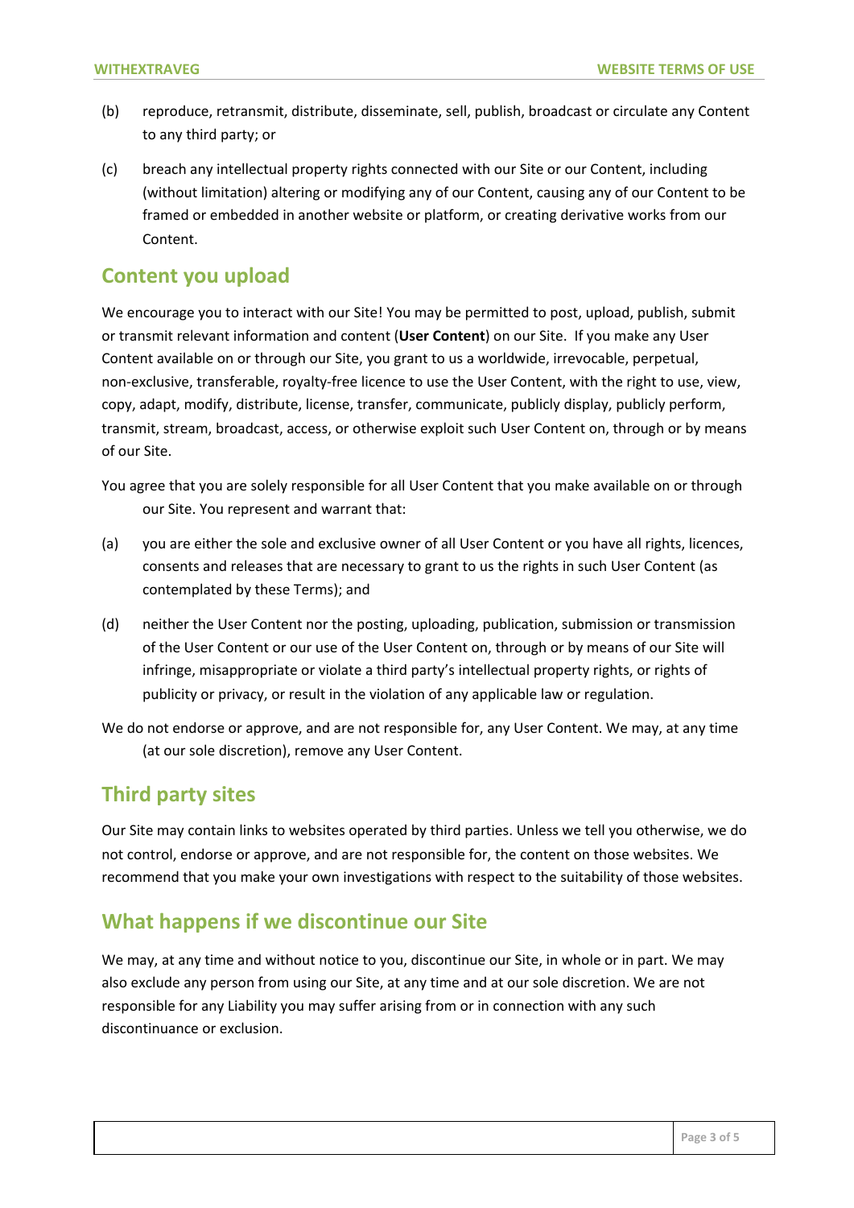(b) reproduce, retransmit, distribute, disseminate, sell, publish, broadcast or circulate any Content to any third party; or

(c) breach any intellectual property rights connected with our Site or our Content, including (without limitation) altering or modifying any of our Content, causing any of our Content to be framed or embedded in another website or platform, or creating derivative works from our Content.

## Content you upload

We encourage you to interact with our Site! You may be permitted to post, upload, publish, submit or transmit relevant information and content (**User Content**) on our Site. If you make any User Content available on or through our Site, you grant to us a worldwide, irrevocable, perpetual, non-exclusive, transferable, royalty-free licence to use the User Content, with the right to use, view, copy, adapt, modify, distribute, license, transfer, communicate, publicly display, publicly perform, transmit, stream, broadcast, access, or otherwise exploit such User Content on, through or by means of our Site.

You agree that you are solely responsible for all User Content that you make available on or through our Site. You represent and warrant that:

(a) you are either the sole and exclusive owner of all User Content or you have all rights, licences, consents and releases that are necessary to grant to us the rights in such User Content (as contemplated by these Terms); and

(d) neither the User Content nor the posting, uploading, publication, submission or transmission of the User Content or our use of the User Content on, through or by means of our Site will infringe, misappropriate or violate a third party's intellectual property rights, or rights of publicity or privacy, or result in the violation of any applicable law or regulation.

We do not endorse or approve, and are not responsible for, any User Content. We may, at any time (at our sole discretion), remove any User Content.

## Third party sites

Our Site may contain links to websites operated by third parties. Unless we tell you otherwise, we do not control, endorse or approve, and are not responsible for, the content on those websites. We recommend that you make your own investigations with respect to the suitability of those websites.

## What happens if we discontinue our Site

We may, at any time and without notice to you, discontinue our Site, in whole or in part. We may also exclude any person from using our Site, at any time and at our sole discretion. We are not responsible for any Liability you may suffer arising from or in connection with any such discontinuance or exclusion.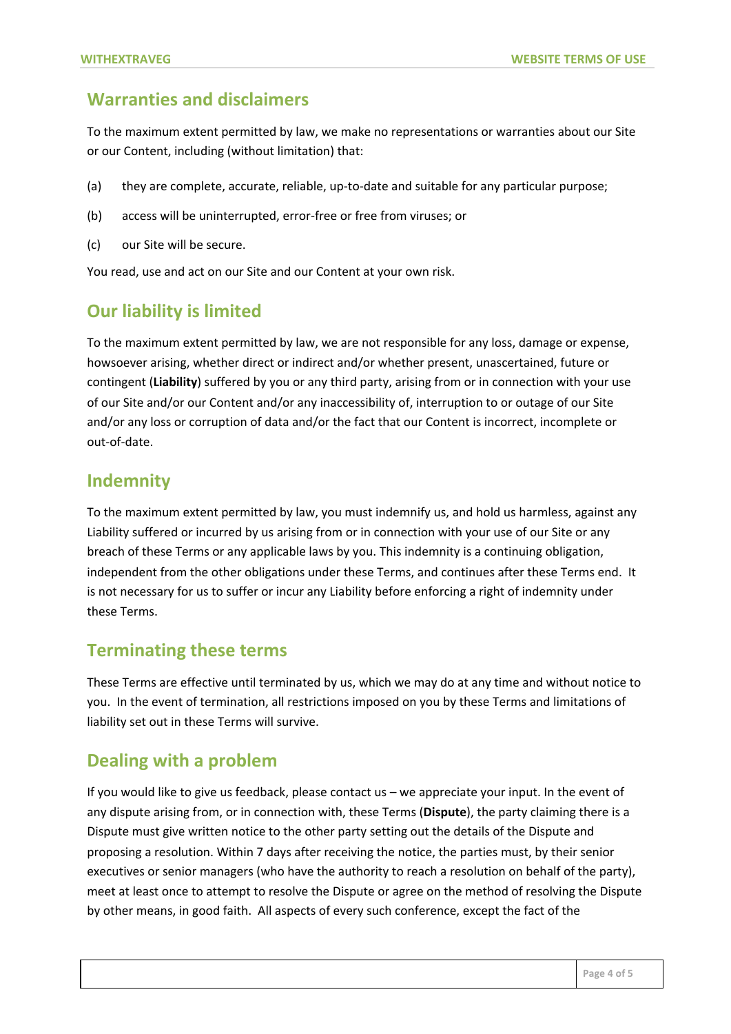## Warranties and disclaimers

To the maximum extent permitted by law, we make no representations or warranties about our Site or our Content, including (without limitation) that:

(a) they are complete, accurate, reliable, up-to-date and suitable for any particular purpose;

(b) access will be uninterrupted, error-free or free from viruses; or

(c) our Site will be secure.

You read, use and act on our Site and our Content at your own risk.

## Our liability is limited

To the maximum extent permitted by law, we are not responsible for any loss, damage or expense, howsoever arising, whether direct or indirect and/or whether present, unascertained, future or contingent (**Liability**) suffered by you or any third party, arising from or in connection with your use of our Site and/or our Content and/or any inaccessibility of, interruption to or outage of our Site and/or any loss or corruption of data and/or the fact that our Content is incorrect, incomplete or out-of-date.

## Indemnity

To the maximum extent permitted by law, you must indemnify us, and hold us harmless, against any Liability suffered or incurred by us arising from or in connection with your use of our Site or any breach of these Terms or any applicable laws by you. This indemnity is a continuing obligation, independent from the other obligations under these Terms, and continues after these Terms end. It is not necessary for us to suffer or incur any Liability before enforcing a right of indemnity under these Terms.

## Terminating these terms

These Terms are effective until terminated by us, which we may do at any time and without notice to you. In the event of termination, all restrictions imposed on you by these Terms and limitations of liability set out in these Terms will survive.

## Dealing with a problem

If you would like to give us feedback, please contact us – we appreciate your input. In the event of any dispute arising from, or in connection with, these Terms (**Dispute**), the party claiming there is a Dispute must give written notice to the other party setting out the details of the Dispute and proposing a resolution. Within 7 days after receiving the notice, the parties must, by their senior executives or senior managers (who have the authority to reach a resolution on behalf of the party), meet at least once to attempt to resolve the Dispute or agree on the method of resolving the Dispute by other means, in good faith. All aspects of every such conference, except the fact of the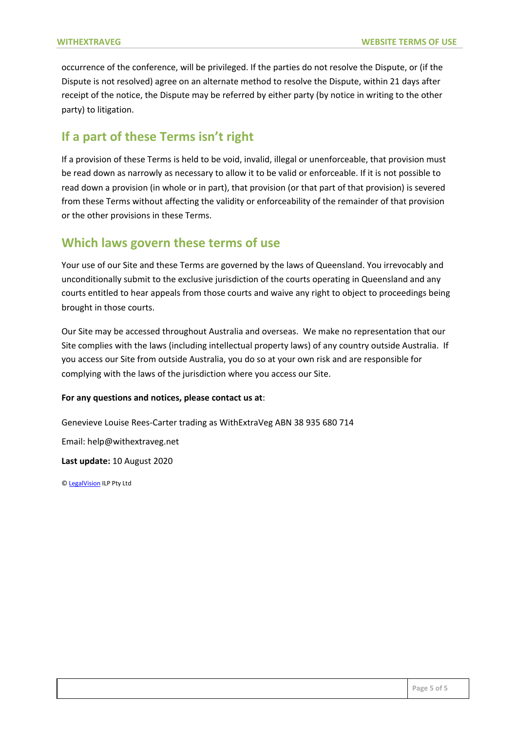occurrence of the conference, will be privileged. If the parties do not resolve the Dispute, or (if the Dispute is not resolved) agree on an alternate method to resolve the Dispute, within 21 days after receipt of the notice, the Dispute may be referred by either party (by notice in writing to the other party) to litigation.

## If a part of these Terms isn't right

If a provision of these Terms is held to be void, invalid, illegal or unenforceable, that provision must be read down as narrowly as necessary to allow it to be valid or enforceable. If it is not possible to read down a provision (in whole or in part), that provision (or that part of that provision) is severed from these Terms without affecting the validity or enforceability of the remainder of that provision or the other provisions in these Terms.

## Which laws govern these terms of use

Your use of our Site and these Terms are governed by the laws of Queensland. You irrevocably and unconditionally submit to the exclusive jurisdiction of the courts operating in Queensland and any courts entitled to hear appeals from those courts and waive any right to object to proceedings being brought in those courts.

Our Site may be accessed throughout Australia and overseas. We make no representation that our Site complies with the laws (including intellectual property laws) of any country outside Australia. If you access our Site from outside Australia, you do so at your own risk and are responsible for complying with the laws of the jurisdiction where you access our Site.

**For any questions and notices, please contact us at**:

Genevieve Louise Rees-Carter trading as WithExtraVeg ABN 38 935 680 714

Email: help@withextraveg.net

**Last update:** 10 August 2020

© LegalVision ILP Pty Ltd